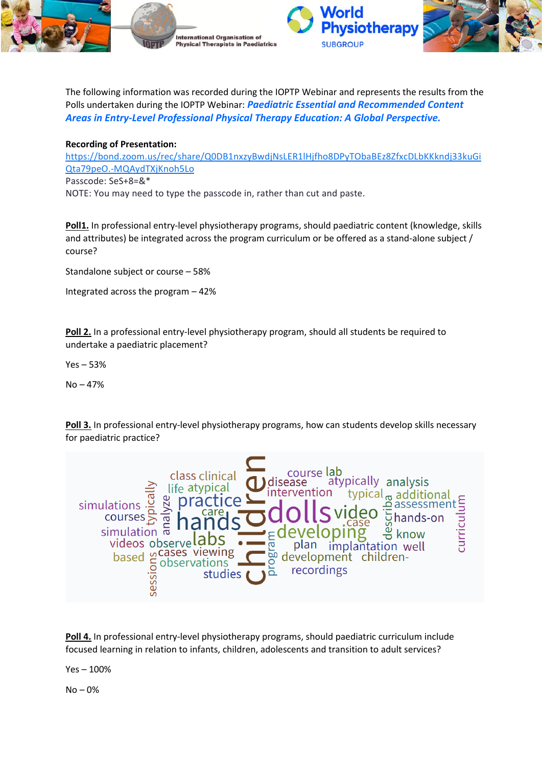The following information was recorded during the IOPTP Webinar and represents the results from the Polls undertaken during the IOPTP Webinar: ***Paediatric Essential and Recommended Content Areas in Entry-Level Professional Physical Therapy Education: A Global Perspective.***

**Recording of Presentation:**
https://bond.zoom.us/rec/share/Q0DB1nxzyBwdjNsLER1lHjfho8DPyTObaBEz8ZfxcDLbKKkndj33kuGiQta79peO.-MQAydTXjKnoh5Lo
Passcode: SeS+8=&*
NOTE: You may need to type the passcode in, rather than cut and paste.

**Poll1.** In professional entry-level physiotherapy programs, should paediatric content (knowledge, skills and attributes) be integrated across the program curriculum or be offered as a stand-alone subject / course?

Standalone subject or course – 58%

Integrated across the program – 42%

**Poll 2.** In a professional entry-level physiotherapy program, should all students be required to undertake a paediatric placement?

Yes – 53%

No – 47%

**Poll 3.** In professional entry-level physiotherapy programs, how can students develop skills necessary for paediatric practice?

**Poll 4.** In professional entry-level physiotherapy programs, should paediatric curriculum include focused learning in relation to infants, children, adolescents and transition to adult services?

Yes – 100%

No – 0%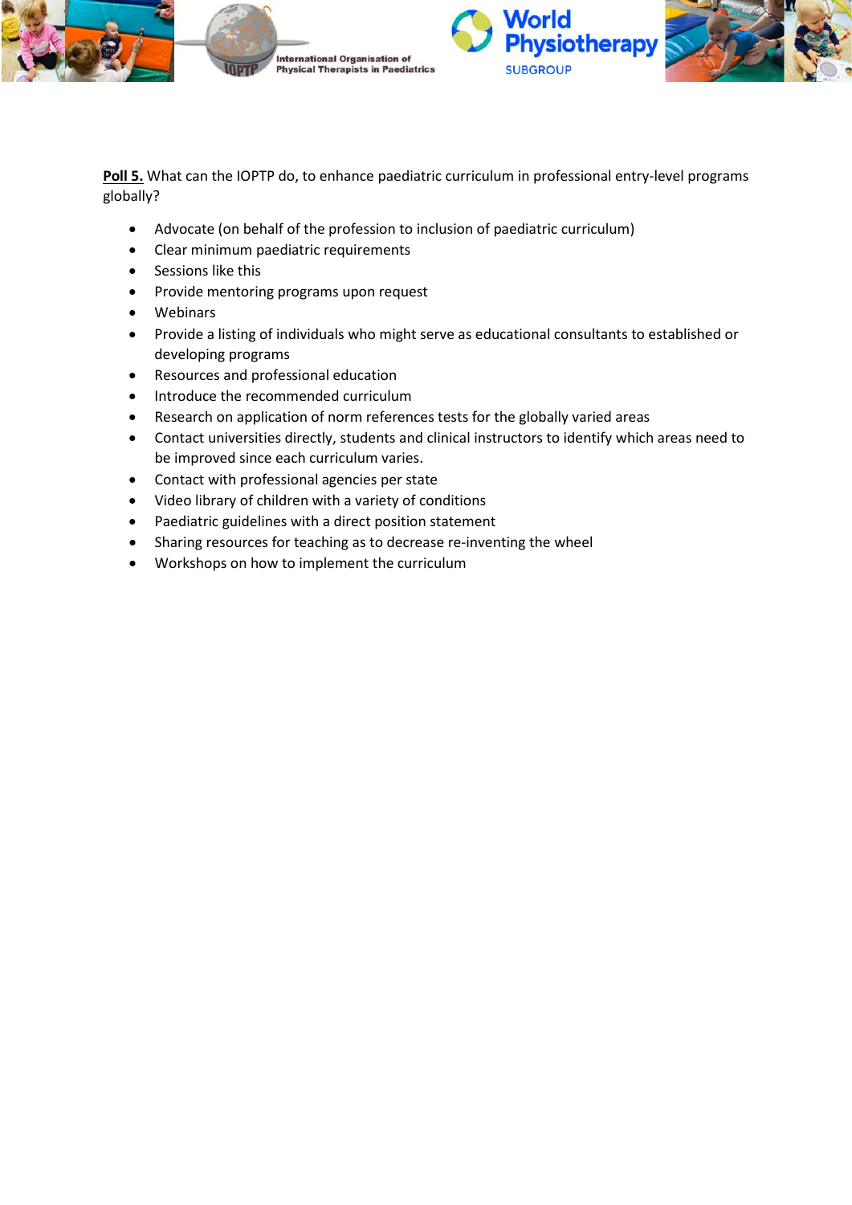**<u>Poll 5.</u>** What can the IOPTP do, to enhance paediatric curriculum in professional entry-level programs globally?

- Advocate (on behalf of the profession to inclusion of paediatric curriculum)
- Clear minimum paediatric requirements
- Sessions like this
- Provide mentoring programs upon request
- Webinars
- Provide a listing of individuals who might serve as educational consultants to established or developing programs
- Resources and professional education
- Introduce the recommended curriculum
- Research on application of norm references tests for the globally varied areas
- Contact universities directly, students and clinical instructors to identify which areas need to be improved since each curriculum varies.
- Contact with professional agencies per state
- Video library of children with a variety of conditions
- Paediatric guidelines with a direct position statement
- Sharing resources for teaching as to decrease re-inventing the wheel
- Workshops on how to implement the curriculum